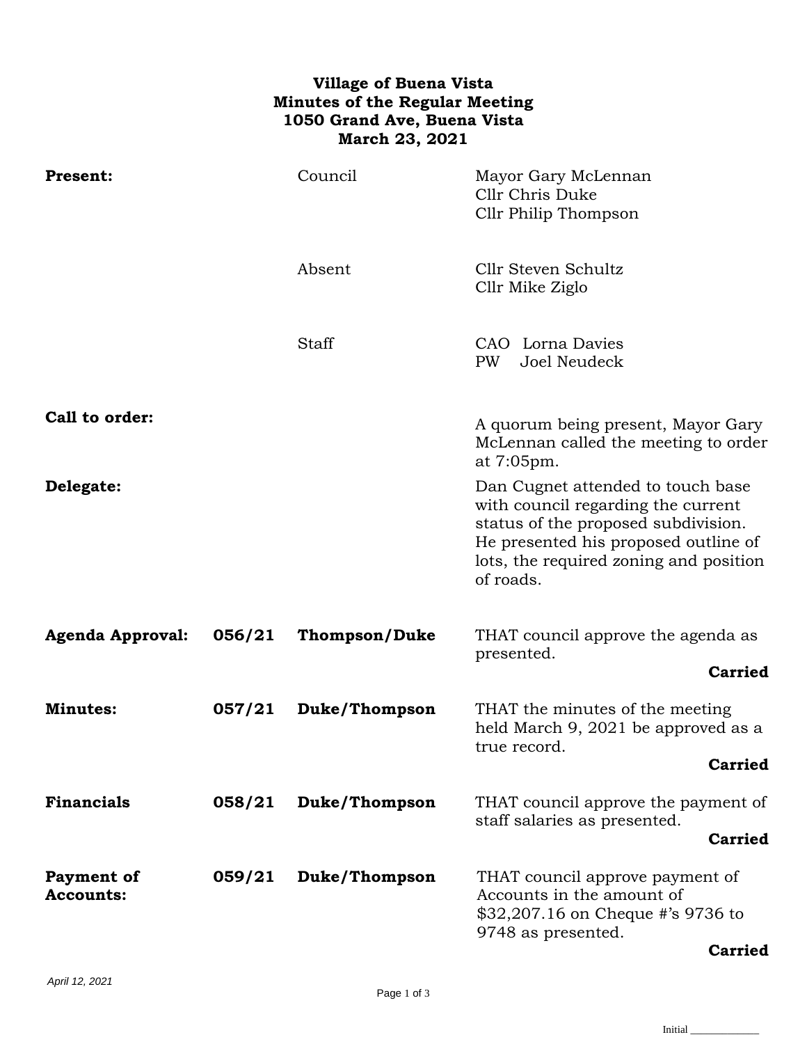**Village of Buena Vista**
**Minutes of the Regular Meeting**
**1050 Grand Ave, Buena Vista**
**March 23, 2021**

| | | | |
|---|---|---|---|
| **Present:** | | Council | Mayor Gary McLennan<br>Cllr Chris Duke<br>Cllr Philip Thompson |
| | | Absent | Cllr Steven Schultz<br>Cllr Mike Ziglo |
| | | Staff | CAO Lorna Davies<br>PW Joel Neudeck |
| **Call to order:** | | | A quorum being present, Mayor Gary McLennan called the meeting to order at 7:05pm. |
| **Delegate:** | | | Dan Cugnet attended to touch base with council regarding the current status of the proposed subdivision. He presented his proposed outline of lots, the required zoning and position of roads. |
| **Agenda Approval:** | **056/21** | **Thompson/Duke** | THAT council approve the agenda as presented.<br>**Carried** |
| **Minutes:** | **057/21** | **Duke/Thompson** | THAT the minutes of the meeting held March 9, 2021 be approved as a true record.<br>**Carried** |
| **Financials** | **058/21** | **Duke/Thompson** | THAT council approve the payment of staff salaries as presented.<br>**Carried** |
| **Payment of Accounts:** | **059/21** | **Duke/Thompson** | THAT council approve payment of Accounts in the amount of $32,207.16 on Cheque #'s 9736 to 9748 as presented.<br>**Carried** |

*April 12, 2021*

Initial ____________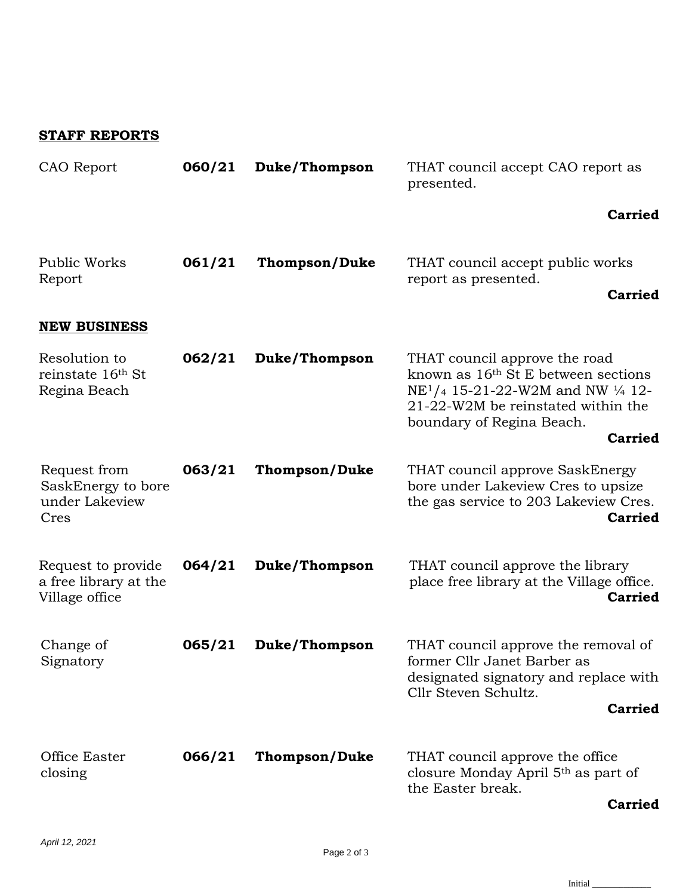**STAFF REPORTS**

| | | | |
|---|---|---|---|
| CAO Report | **060/21** | **Duke/Thompson** | THAT council accept CAO report as presented. **Carried** |
| Public Works Report | **061/21** | **Thompson/Duke** | THAT council accept public works report as presented. **Carried** |

**NEW BUSINESS**

| | | | |
|---|---|---|---|
| Resolution to reinstate 16th St Regina Beach | **062/21** | **Duke/Thompson** | THAT council approve the road known as 16th St E between sections NE1/4 15-21-22-W2M and NW ¼ 12-21-22-W2M be reinstated within the boundary of Regina Beach. **Carried** |
| Request from SaskEnergy to bore under Lakeview Cres | **063/21** | **Thompson/Duke** | THAT council approve SaskEnergy bore under Lakeview Cres to upsize the gas service to 203 Lakeview Cres. **Carried** |
| Request to provide a free library at the Village office | **064/21** | **Duke/Thompson** | THAT council approve the library place free library at the Village office. **Carried** |
| Change of Signatory | **065/21** | **Duke/Thompson** | THAT council approve the removal of former Cllr Janet Barber as designated signatory and replace with Cllr Steven Schultz. **Carried** |
| Office Easter closing | **066/21** | **Thompson/Duke** | THAT council approve the office closure Monday April 5th as part of the Easter break. **Carried** |

*April 12, 2021*

Initial ____________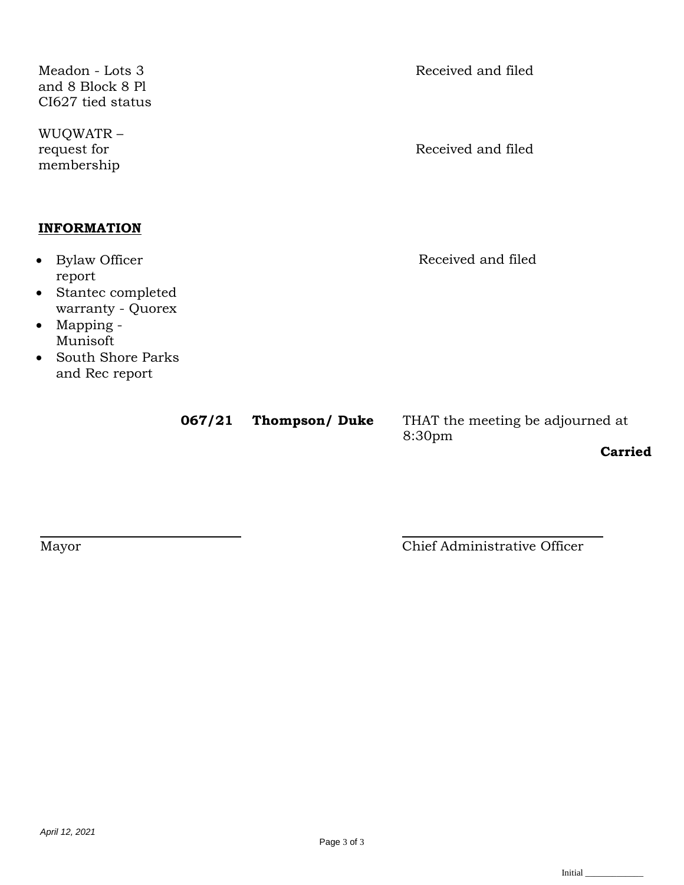| | |
|---|---|
| Meadon - Lots 3 and 8 Block 8 Pl CI627 tied status | Received and filed |
| WUQWATR – request for membership | Received and filed |

**INFORMATION**

- Bylaw Officer report
- Stantec completed warranty - Quorex
- Mapping - Munisoft
- South Shore Parks and Rec report

Received and filed

**067/21** **Thompson/ Duke** THAT the meeting be adjourned at 8:30pm

**Carried**

Mayor

Chief Administrative Officer

*April 12, 2021*

Initial ____________